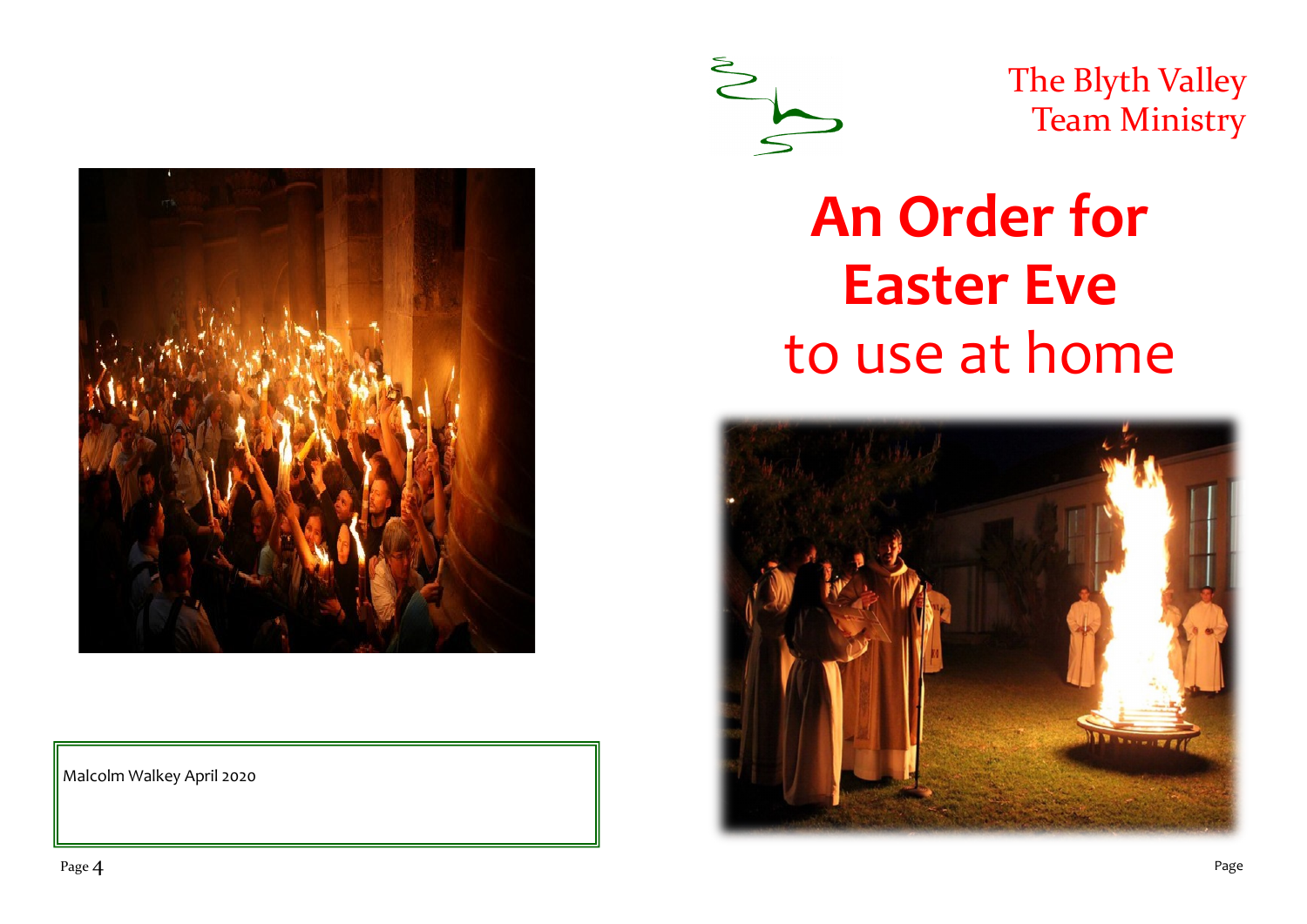Malcolm Walkey April 2020

The Blyth Valley Team Ministry

# An Order for Easter Eve

## to use at home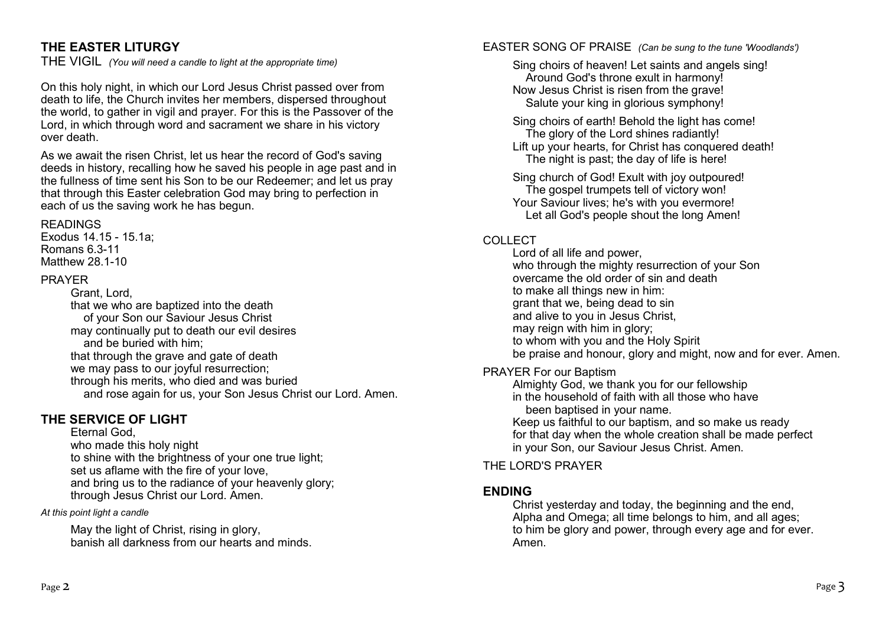## THE EASTER LITURGY

THE VIGIL *(You will need a candle to light at the appropriate time)*

On this holy night, in which our Lord Jesus Christ passed over from death to life, the Church invites her members, dispersed throughout the world, to gather in vigil and prayer. For this is the Passover of the Lord, in which through word and sacrament we share in his victory over death.

As we await the risen Christ, let us hear the record of God's saving deeds in history, recalling how he saved his people in age past and in the fullness of time sent his Son to be our Redeemer; and let us pray that through this Easter celebration God may bring to perfection in each of us the saving work he has begun.

READINGS
Exodus 14.15 - 15.1a;
Romans 6.3-11
Matthew 28.1-10

PRAYER

Grant, Lord,
that we who are baptized into the death
of your Son our Saviour Jesus Christ
may continually put to death our evil desires
and be buried with him;
that through the grave and gate of death
we may pass to our joyful resurrection;
through his merits, who died and was buried
and rose again for us, your Son Jesus Christ our Lord. Amen.

## THE SERVICE OF LIGHT

Eternal God,
who made this holy night
to shine with the brightness of your one true light;
set us aflame with the fire of your love,
and bring us to the radiance of your heavenly glory;
through Jesus Christ our Lord. Amen.

*At this point light a candle*

May the light of Christ, rising in glory,
banish all darkness from our hearts and minds.

EASTER SONG OF PRAISE *(Can be sung to the tune 'Woodlands')*

Sing choirs of heaven! Let saints and angels sing!
Around God's throne exult in harmony!
Now Jesus Christ is risen from the grave!
Salute your king in glorious symphony!

Sing choirs of earth! Behold the light has come!
The glory of the Lord shines radiantly!
Lift up your hearts, for Christ has conquered death!
The night is past; the day of life is here!

Sing church of God! Exult with joy outpoured!
The gospel trumpets tell of victory won!
Your Saviour lives; he's with you evermore!
Let all God's people shout the long Amen!

COLLECT

Lord of all life and power,
who through the mighty resurrection of your Son
overcame the old order of sin and death
to make all things new in him:
grant that we, being dead to sin
and alive to you in Jesus Christ,
may reign with him in glory;
to whom with you and the Holy Spirit
be praise and honour, glory and might, now and for ever. Amen.

PRAYER For our Baptism

Almighty God, we thank you for our fellowship
in the household of faith with all those who have
been baptised in your name.
Keep us faithful to our baptism, and so make us ready
for that day when the whole creation shall be made perfect
in your Son, our Saviour Jesus Christ. Amen.

THE LORD'S PRAYER

## ENDING

Christ yesterday and today, the beginning and the end,
Alpha and Omega; all time belongs to him, and all ages;
to him be glory and power, through every age and for ever.
Amen.